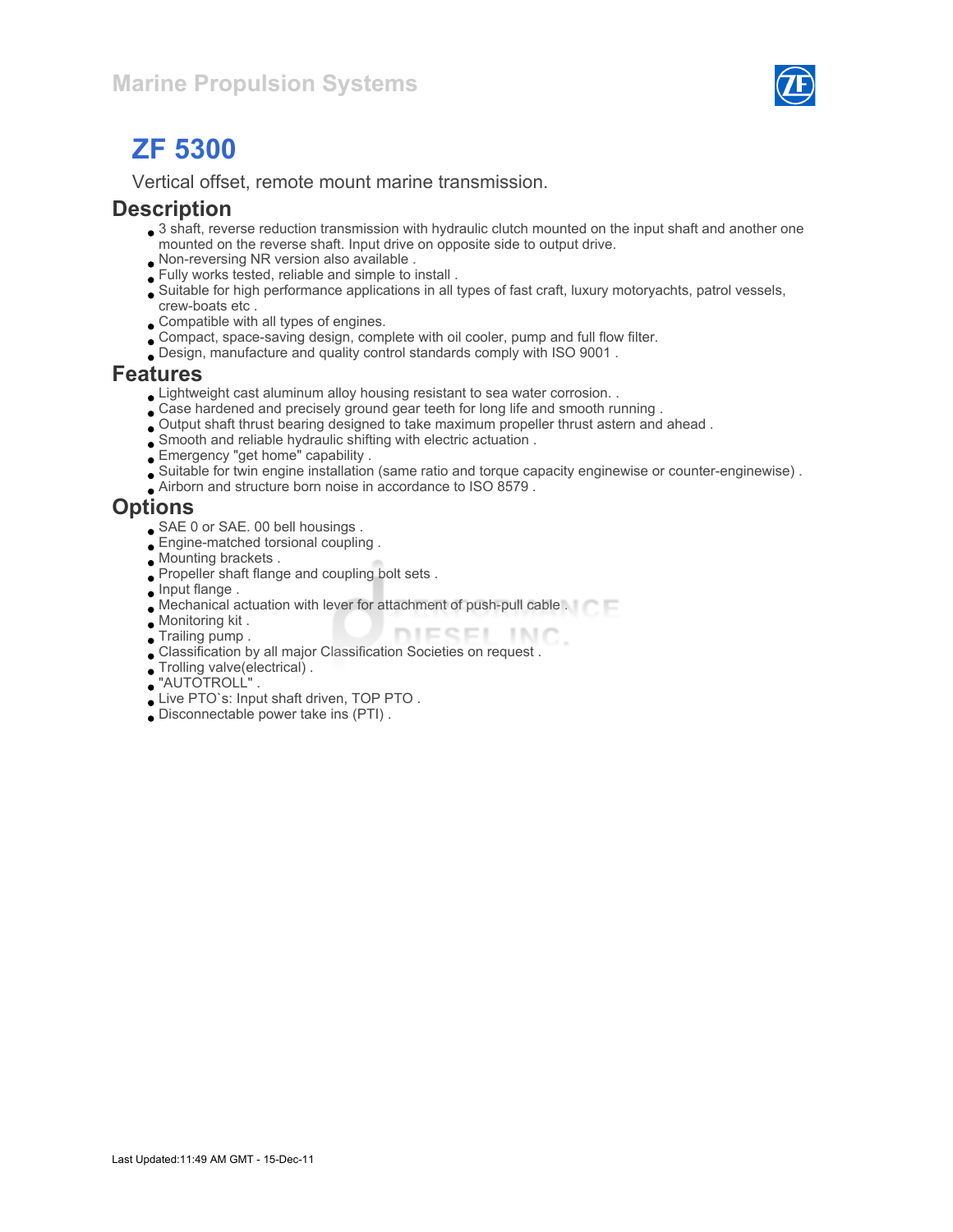Marine Propulsion Systems

# ZF 5300

Vertical offset, remote mount marine transmission.

## Description

- 3 shaft, reverse reduction transmission with hydraulic clutch mounted on the input shaft and another one mounted on the reverse shaft. Input drive on opposite side to output drive.
- Non-reversing NR version also available .
- Fully works tested, reliable and simple to install .
- Suitable for high performance applications in all types of fast craft, luxury motoryachts, patrol vessels, crew-boats etc .
- Compatible with all types of engines.
- Compact, space-saving design, complete with oil cooler, pump and full flow filter.
- Design, manufacture and quality control standards comply with ISO 9001 .

## Features

- Lightweight cast aluminum alloy housing resistant to sea water corrosion. .
- Case hardened and precisely ground gear teeth for long life and smooth running .
- Output shaft thrust bearing designed to take maximum propeller thrust astern and ahead .
- Smooth and reliable hydraulic shifting with electric actuation .
- Emergency "get home" capability .
- Suitable for twin engine installation (same ratio and torque capacity enginewise or counter-enginewise) .
- Airborn and structure born noise in accordance to ISO 8579 .

## Options

- SAE 0 or SAE. 00 bell housings .
- Engine-matched torsional coupling .
- Mounting brackets .
- Propeller shaft flange and coupling bolt sets .
- Input flange .
- Mechanical actuation with lever for attachment of push-pull cable .
- Monitoring kit .
- Trailing pump .
- Classification by all major Classification Societies on request .
- Trolling valve(electrical) .
- "AUTOTROLL" .
- Live PTO`s: Input shaft driven, TOP PTO .
- Disconnectable power take ins (PTI) .

Last Updated:11:49 AM GMT - 15-Dec-11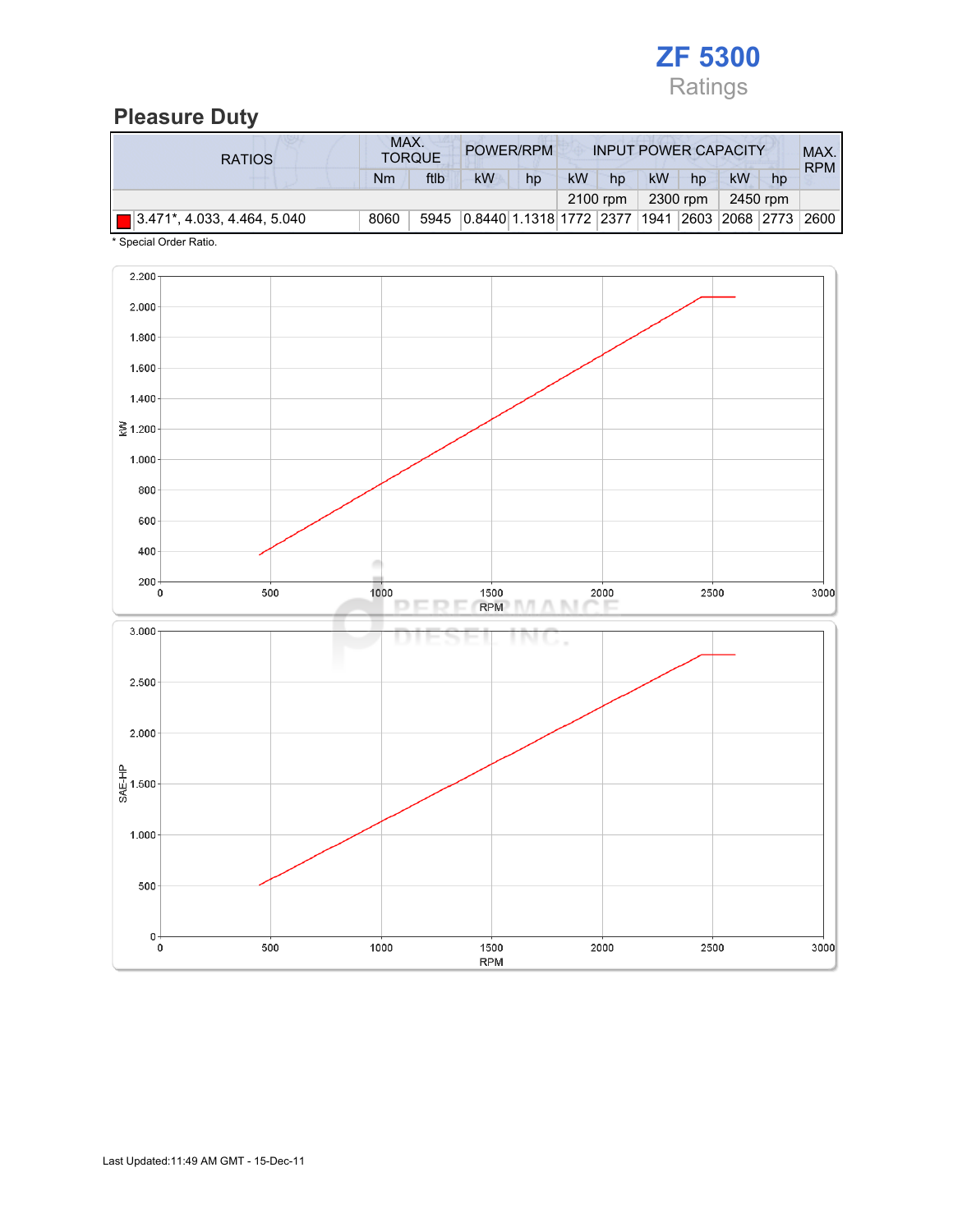# ZF 5300

Ratings

## Pleasure Duty

| RATIOS | MAX. TORQUE | | POWER/RPM | | INPUT POWER CAPACITY | | | | | | MAX. RPM |
|---|---|---|---|---|---|---|---|---|---|---|---|
| | Nm | ftlb | kW | hp | kW | hp | kW | hp | kW | hp | |
| | | | | | 2100 rpm | | 2300 rpm | | 2450 rpm | | |
| 3.471*, 4.033, 4.464, 5.040 | 8060 | 5945 | 0.8440 | 1.1318 | 1772 | 2377 | 1941 | 2603 | 2068 | 2773 | 2600 |

\* Special Order Ratio.

Last Updated:11:49 AM GMT - 15-Dec-11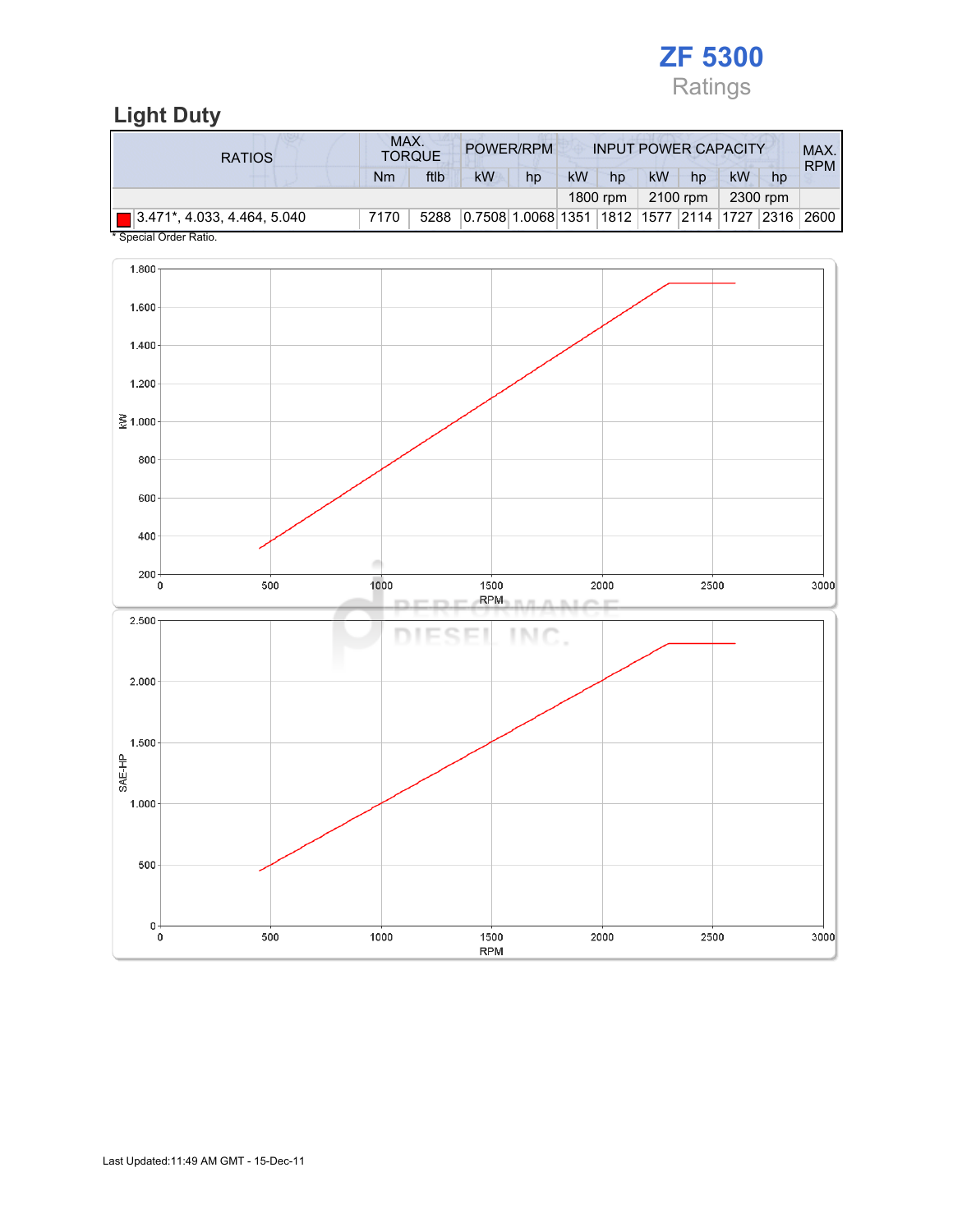# ZF 5300

Ratings

## Light Duty

| RATIOS | MAX. TORQUE | | POWER/RPM | | INPUT POWER CAPACITY | | | | | | MAX. RPM |
|---|---|---|---|---|---|---|---|---|---|---|---|
| | Nm | ftlb | kW | hp | kW | hp | kW | hp | kW | hp | |
| | | | | | 1800 rpm | | 2100 rpm | | 2300 rpm | | |
| 3.471*, 4.033, 4.464, 5.040 | 7170 | 5288 | 0.7508 | 1.0068 | 1351 | 1812 | 1577 | 2114 | 1727 | 2316 | 2600 |

\* Special Order Ratio.

Last Updated:11:49 AM GMT - 15-Dec-11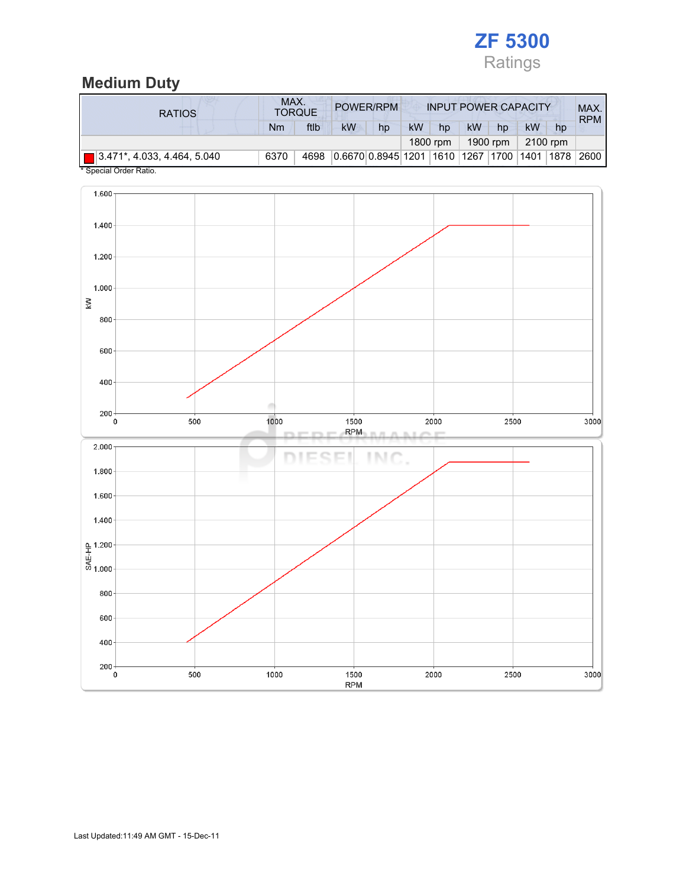# ZF 5300

Ratings

## Medium Duty

| RATIOS | MAX. TORQUE | | POWER/RPM | | INPUT POWER CAPACITY | | | | | | MAX. RPM |
|---|---|---|---|---|---|---|---|---|---|---|---|
| | Nm | ftlb | kW | hp | kW | hp | kW | hp | kW | hp | |
| | | | | | 1800 rpm | | 1900 rpm | | 2100 rpm | | |
| 3.471*, 4.033, 4.464, 5.040 | 6370 | 4698 | 0.6670 | 0.8945 | 1201 | 1610 | 1267 | 1700 | 1401 | 1878 | 2600 |

\* Special Order Ratio.

Last Updated:11:49 AM GMT - 15-Dec-11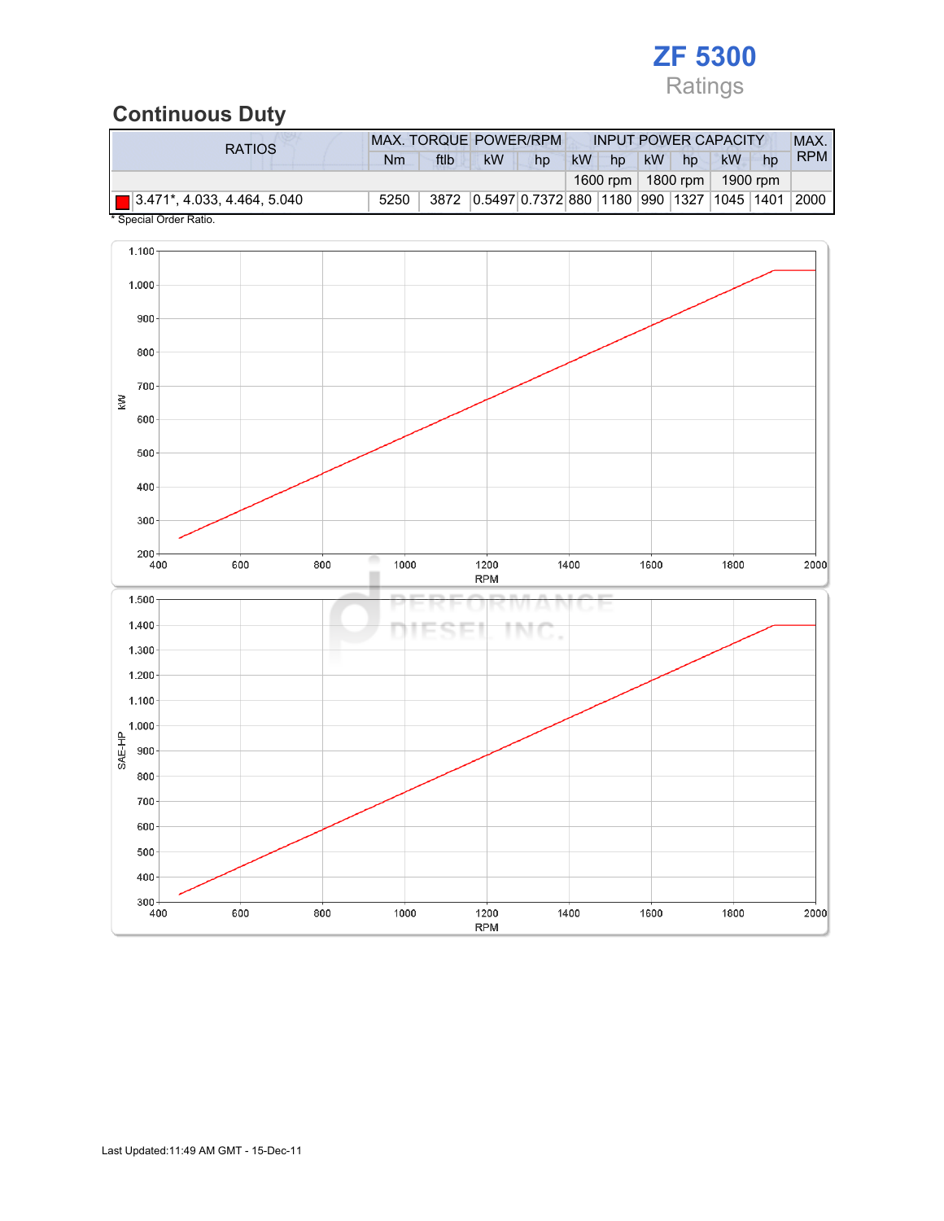# ZF 5300

Ratings

## Continuous Duty

| RATIOS | MAX. TORQUE | | POWER/RPM | | INPUT POWER CAPACITY | | | | | | MAX. RPM |
|---|---|---|---|---|---|---|---|---|---|---|---|
| | Nm | ftlb | kW | hp | kW | hp | kW | hp | kW | hp | |
| | | | | | 1600 rpm | | 1800 rpm | | 1900 rpm | | |
| 3.471*, 4.033, 4.464, 5.040 | 5250 | 3872 | 0.5497 | 0.7372 | 880 | 1180 | 990 | 1327 | 1045 | 1401 | 2000 |

* Special Order Ratio.

Last Updated:11:49 AM GMT - 15-Dec-11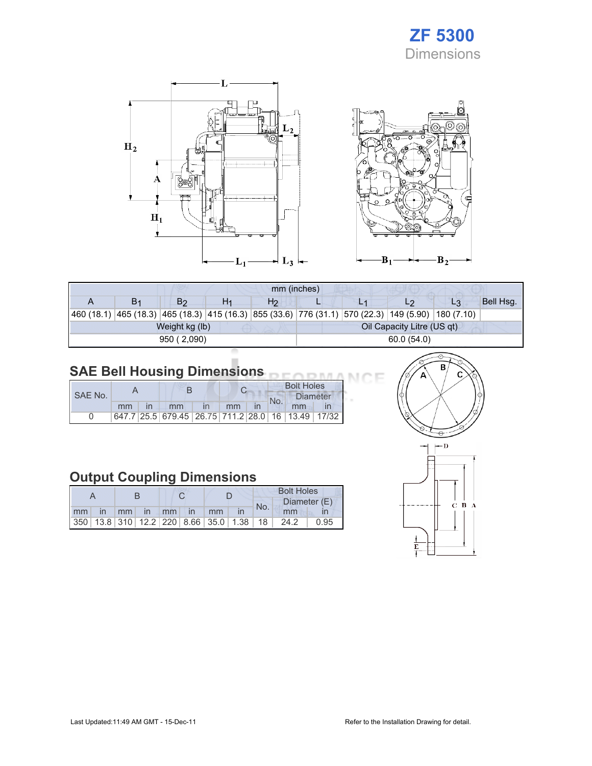# ZF 5300
## Dimensions

| mm (inches) | | | | | | | | | |
|---|---|---|---|---|---|---|---|---|---|
| A | $B_1$ | $B_2$ | $H_1$ | $H_2$ | L | $L_1$ | $L_2$ | $L_3$ | Bell Hsg. |
| 460 (18.1) | 465 (18.3) | 465 (18.3) | 415 (16.3) | 855 (33.6) | 776 (31.1) | 570 (22.3) | 149 (5.90) | 180 (7.10) | |
| Weight kg (lb) | | | | | Oil Capacity Litre (US qt) | | | | |
| 950 ( 2,090) | | | | | 60.0 (54.0) | | | | |

## SAE Bell Housing Dimensions

| SAE No. | A | | B | | C | | Bolt Holes | | |
|---|---|---|---|---|---|---|---|---|---|
| | | | | | | | No. | Diameter | |
| | mm | in | mm | in | mm | in | | mm | in |
| 0 | 647.7 | 25.5 | 679.45 | 26.75 | 711.2 | 28.0 | 16 | 13.49 | 17/32 |

## Output Coupling Dimensions

| A | | B | | C | | D | | Bolt Holes | | |
|---|---|---|---|---|---|---|---|---|---|---|
| | | | | | | | | No. | Diameter (E) | |
| mm | in | mm | in | mm | in | mm | in | | mm | in |
| 350 | 13.8 | 310 | 12.2 | 220 | 8.66 | 35.0 | 1.38 | 18 | 24.2 | 0.95 |

Last Updated:11:49 AM GMT - 15-Dec-11

Refer to the Installation Drawing for detail.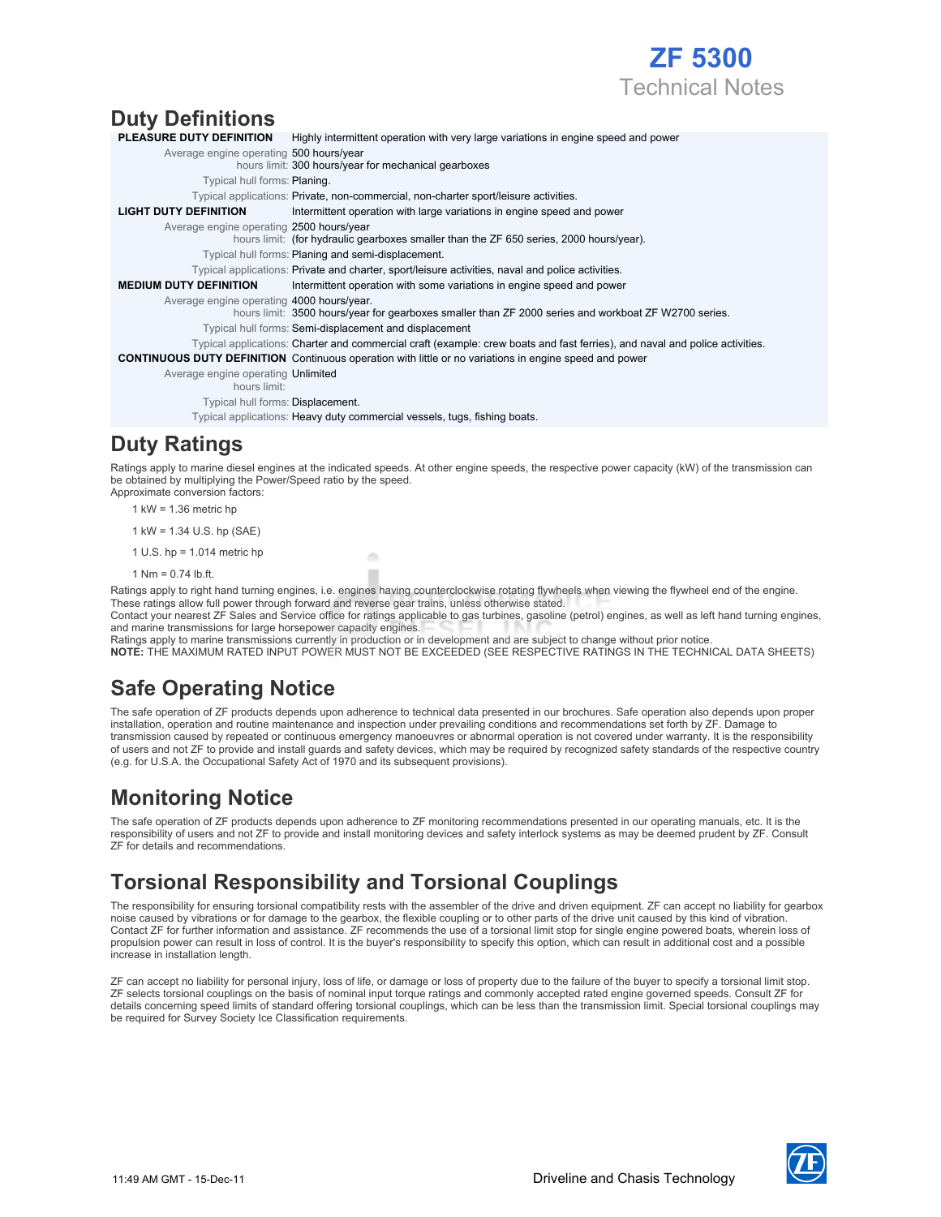# ZF 5300

Technical Notes

## Duty Definitions

| | |
|---|---|
| **PLEASURE DUTY DEFINITION** | Highly intermittent operation with very large variations in engine speed and power |
| Average engine operating hours limit: | 500 hours/year<br>300 hours/year for mechanical gearboxes |
| Typical hull forms: | Planing. |
| Typical applications: | Private, non-commercial, non-charter sport/leisure activities. |
| **LIGHT DUTY DEFINITION** | Intermittent operation with large variations in engine speed and power |
| Average engine operating hours limit: | 2500 hours/year<br>(for hydraulic gearboxes smaller than the ZF 650 series, 2000 hours/year). |
| Typical hull forms: | Planing and semi-displacement. |
| Typical applications: | Private and charter, sport/leisure activities, naval and police activities. |
| **MEDIUM DUTY DEFINITION** | Intermittent operation with some variations in engine speed and power |
| Average engine operating hours limit: | 4000 hours/year.<br>3500 hours/year for gearboxes smaller than ZF 2000 series and workboat ZF W2700 series. |
| Typical hull forms: | Semi-displacement and displacement |
| Typical applications: | Charter and commercial craft (example: crew boats and fast ferries), and naval and police activities. |
| **CONTINUOUS DUTY DEFINITION** | Continuous operation with little or no variations in engine speed and power |
| Average engine operating hours limit: | Unlimited |
| Typical hull forms: | Displacement. |
| Typical applications: | Heavy duty commercial vessels, tugs, fishing boats. |

## Duty Ratings

Ratings apply to marine diesel engines at the indicated speeds. At other engine speeds, the respective power capacity (kW) of the transmission can be obtained by multiplying the Power/Speed ratio by the speed.
Approximate conversion factors:

1 kW = 1.36 metric hp

1 kW = 1.34 U.S. hp (SAE)

1 U.S. hp = 1.014 metric hp

1 Nm = 0.74 lb.ft.

Ratings apply to right hand turning engines, i.e. engines having counterclockwise rotating flywheels when viewing the flywheel end of the engine. These ratings allow full power through forward and reverse gear trains, unless otherwise stated.
Contact your nearest ZF Sales and Service office for ratings applicable to gas turbines, gasoline (petrol) engines, as well as left hand turning engines, and marine transmissions for large horsepower capacity engines.
Ratings apply to marine transmissions currently in production or in development and are subject to change without prior notice.
**NOTE:** THE MAXIMUM RATED INPUT POWER MUST NOT BE EXCEEDED (SEE RESPECTIVE RATINGS IN THE TECHNICAL DATA SHEETS)

## Safe Operating Notice

The safe operation of ZF products depends upon adherence to technical data presented in our brochures. Safe operation also depends upon proper installation, operation and routine maintenance and inspection under prevailing conditions and recommendations set forth by ZF. Damage to transmission caused by repeated or continuous emergency manoeuvres or abnormal operation is not covered under warranty. It is the responsibility of users and not ZF to provide and install guards and safety devices, which may be required by recognized safety standards of the respective country (e.g. for U.S.A. the Occupational Safety Act of 1970 and its subsequent provisions).

## Monitoring Notice

The safe operation of ZF products depends upon adherence to ZF monitoring recommendations presented in our operating manuals, etc. It is the responsibility of users and not ZF to provide and install monitoring devices and safety interlock systems as may be deemed prudent by ZF. Consult ZF for details and recommendations.

## Torsional Responsibility and Torsional Couplings

The responsibility for ensuring torsional compatibility rests with the assembler of the drive and driven equipment. ZF can accept no liability for gearbox noise caused by vibrations or for damage to the gearbox, the flexible coupling or to other parts of the drive unit caused by this kind of vibration. Contact ZF for further information and assistance. ZF recommends the use of a torsional limit stop for single engine powered boats, wherein loss of propulsion power can result in loss of control. It is the buyer's responsibility to specify this option, which can result in additional cost and a possible increase in installation length.

ZF can accept no liability for personal injury, loss of life, or damage or loss of property due to the failure of the buyer to specify a torsional limit stop. ZF selects torsional couplings on the basis of nominal input torque ratings and commonly accepted rated engine governed speeds. Consult ZF for details concerning speed limits of standard offering torsional couplings, which can be less than the transmission limit. Special torsional couplings may be required for Survey Society Ice Classification requirements.